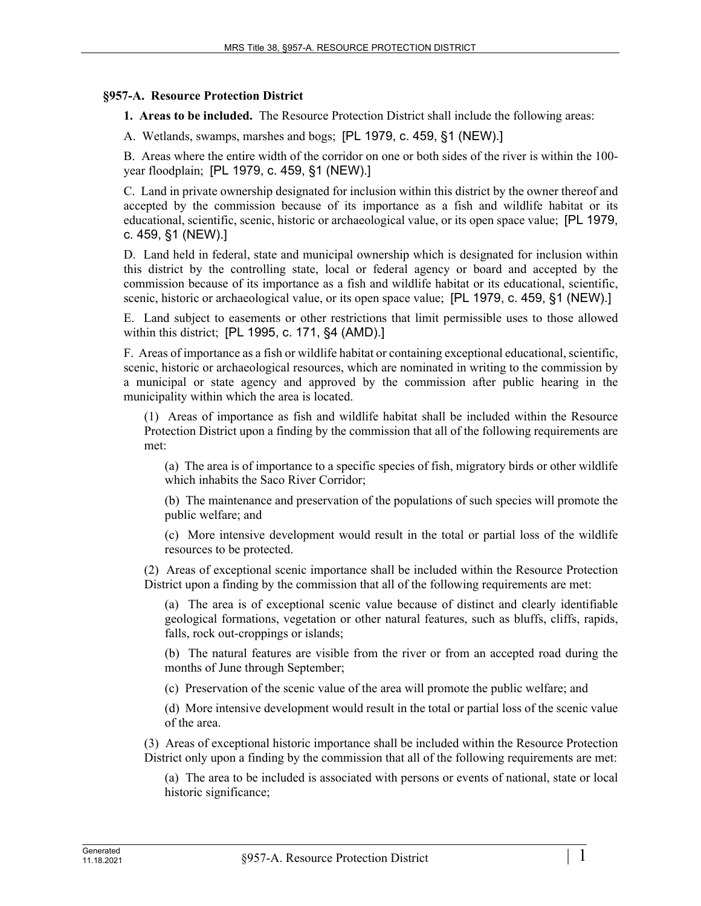## §957-A. Resource Protection District

**1. Areas to be included.** The Resource Protection District shall include the following areas:

A. Wetlands, swamps, marshes and bogs; [PL 1979, c. 459, §1 (NEW).]

B. Areas where the entire width of the corridor on one or both sides of the river is within the 100-year floodplain; [PL 1979, c. 459, §1 (NEW).]

C. Land in private ownership designated for inclusion within this district by the owner thereof and accepted by the commission because of its importance as a fish and wildlife habitat or its educational, scientific, scenic, historic or archaeological value, or its open space value; [PL 1979, c. 459, §1 (NEW).]

D. Land held in federal, state and municipal ownership which is designated for inclusion within this district by the controlling state, local or federal agency or board and accepted by the commission because of its importance as a fish and wildlife habitat or its educational, scientific, scenic, historic or archaeological value, or its open space value; [PL 1979, c. 459, §1 (NEW).]

E. Land subject to easements or other restrictions that limit permissible uses to those allowed within this district; [PL 1995, c. 171, §4 (AMD).]

F. Areas of importance as a fish or wildlife habitat or containing exceptional educational, scientific, scenic, historic or archaeological resources, which are nominated in writing to the commission by a municipal or state agency and approved by the commission after public hearing in the municipality within which the area is located.

(1) Areas of importance as fish and wildlife habitat shall be included within the Resource Protection District upon a finding by the commission that all of the following requirements are met:

(a) The area is of importance to a specific species of fish, migratory birds or other wildlife which inhabits the Saco River Corridor;

(b) The maintenance and preservation of the populations of such species will promote the public welfare; and

(c) More intensive development would result in the total or partial loss of the wildlife resources to be protected.

(2) Areas of exceptional scenic importance shall be included within the Resource Protection District upon a finding by the commission that all of the following requirements are met:

(a) The area is of exceptional scenic value because of distinct and clearly identifiable geological formations, vegetation or other natural features, such as bluffs, cliffs, rapids, falls, rock out-croppings or islands;

(b) The natural features are visible from the river or from an accepted road during the months of June through September;

(c) Preservation of the scenic value of the area will promote the public welfare; and

(d) More intensive development would result in the total or partial loss of the scenic value of the area.

(3) Areas of exceptional historic importance shall be included within the Resource Protection District only upon a finding by the commission that all of the following requirements are met:

(a) The area to be included is associated with persons or events of national, state or local historic significance;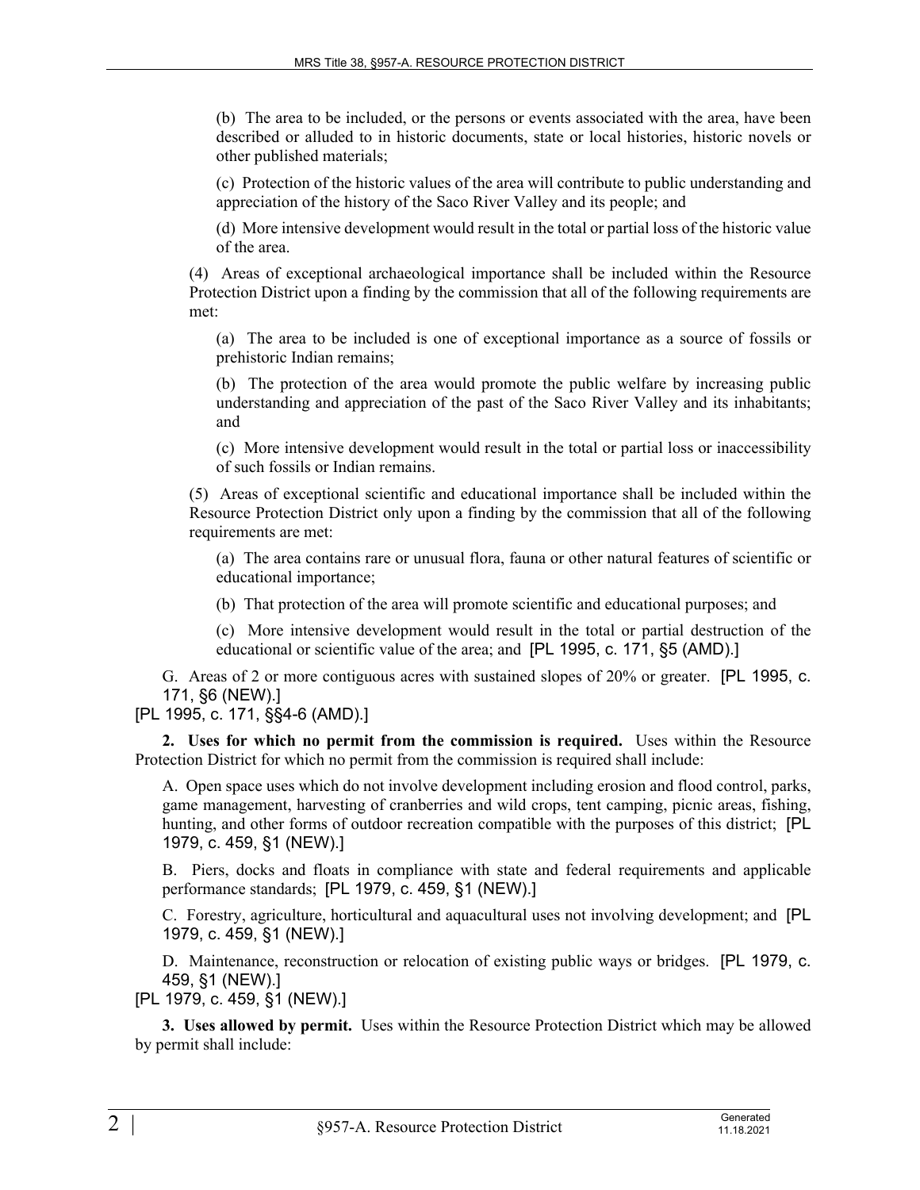(b) The area to be included, or the persons or events associated with the area, have been described or alluded to in historic documents, state or local histories, historic novels or other published materials;

(c) Protection of the historic values of the area will contribute to public understanding and appreciation of the history of the Saco River Valley and its people; and

(d) More intensive development would result in the total or partial loss of the historic value of the area.

(4) Areas of exceptional archaeological importance shall be included within the Resource Protection District upon a finding by the commission that all of the following requirements are met:

(a) The area to be included is one of exceptional importance as a source of fossils or prehistoric Indian remains;

(b) The protection of the area would promote the public welfare by increasing public understanding and appreciation of the past of the Saco River Valley and its inhabitants; and

(c) More intensive development would result in the total or partial loss or inaccessibility of such fossils or Indian remains.

(5) Areas of exceptional scientific and educational importance shall be included within the Resource Protection District only upon a finding by the commission that all of the following requirements are met:

(a) The area contains rare or unusual flora, fauna or other natural features of scientific or educational importance;

(b) That protection of the area will promote scientific and educational purposes; and

(c) More intensive development would result in the total or partial destruction of the educational or scientific value of the area; and [PL 1995, c. 171, §5 (AMD).]

G. Areas of 2 or more contiguous acres with sustained slopes of 20% or greater. [PL 1995, c. 171, §6 (NEW).]

[PL 1995, c. 171, §§4-6 (AMD).]

**2. Uses for which no permit from the commission is required.** Uses within the Resource Protection District for which no permit from the commission is required shall include:

A. Open space uses which do not involve development including erosion and flood control, parks, game management, harvesting of cranberries and wild crops, tent camping, picnic areas, fishing, hunting, and other forms of outdoor recreation compatible with the purposes of this district; [PL 1979, c. 459, §1 (NEW).]

B. Piers, docks and floats in compliance with state and federal requirements and applicable performance standards; [PL 1979, c. 459, §1 (NEW).]

C. Forestry, agriculture, horticultural and aquacultural uses not involving development; and [PL 1979, c. 459, §1 (NEW).]

D. Maintenance, reconstruction or relocation of existing public ways or bridges. [PL 1979, c. 459, §1 (NEW).]

[PL 1979, c. 459, §1 (NEW).]

**3. Uses allowed by permit.** Uses within the Resource Protection District which may be allowed by permit shall include: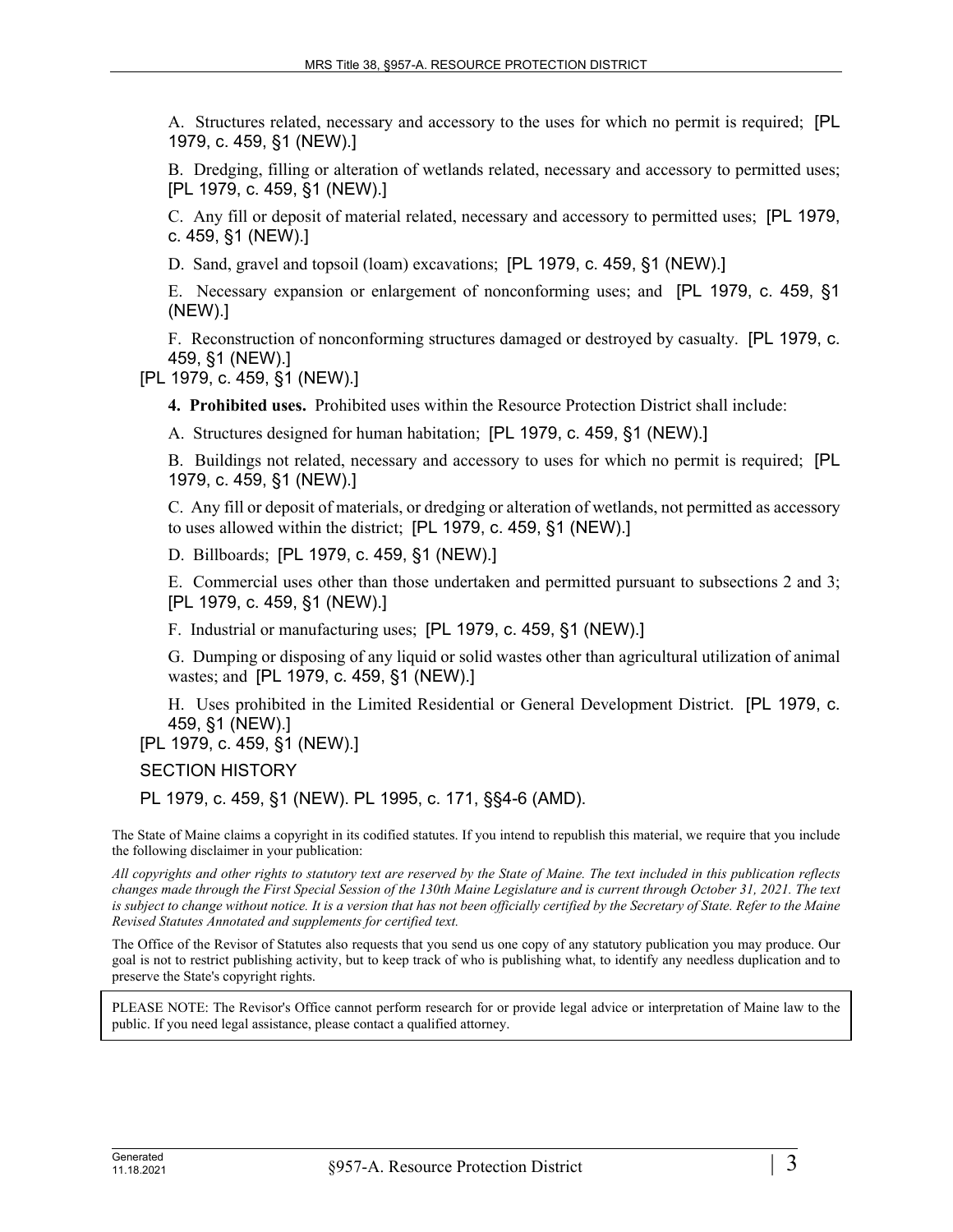A. Structures related, necessary and accessory to the uses for which no permit is required; [PL 1979, c. 459, §1 (NEW).]

B. Dredging, filling or alteration of wetlands related, necessary and accessory to permitted uses; [PL 1979, c. 459, §1 (NEW).]

C. Any fill or deposit of material related, necessary and accessory to permitted uses; [PL 1979, c. 459, §1 (NEW).]

D. Sand, gravel and topsoil (loam) excavations; [PL 1979, c. 459, §1 (NEW).]

E. Necessary expansion or enlargement of nonconforming uses; and [PL 1979, c. 459, §1 (NEW).]

F. Reconstruction of nonconforming structures damaged or destroyed by casualty. [PL 1979, c. 459, §1 (NEW).]

[PL 1979, c. 459, §1 (NEW).]

**4. Prohibited uses.** Prohibited uses within the Resource Protection District shall include:

A. Structures designed for human habitation; [PL 1979, c. 459, §1 (NEW).]

B. Buildings not related, necessary and accessory to uses for which no permit is required; [PL 1979, c. 459, §1 (NEW).]

C. Any fill or deposit of materials, or dredging or alteration of wetlands, not permitted as accessory to uses allowed within the district; [PL 1979, c. 459, §1 (NEW).]

D. Billboards; [PL 1979, c. 459, §1 (NEW).]

E. Commercial uses other than those undertaken and permitted pursuant to subsections 2 and 3; [PL 1979, c. 459, §1 (NEW).]

F. Industrial or manufacturing uses; [PL 1979, c. 459, §1 (NEW).]

G. Dumping or disposing of any liquid or solid wastes other than agricultural utilization of animal wastes; and [PL 1979, c. 459, §1 (NEW).]

H. Uses prohibited in the Limited Residential or General Development District. [PL 1979, c. 459, §1 (NEW).]

[PL 1979, c. 459, §1 (NEW).]

SECTION HISTORY

PL 1979, c. 459, §1 (NEW). PL 1995, c. 171, §§4-6 (AMD).

The State of Maine claims a copyright in its codified statutes. If you intend to republish this material, we require that you include the following disclaimer in your publication:

*All copyrights and other rights to statutory text are reserved by the State of Maine. The text included in this publication reflects changes made through the First Special Session of the 130th Maine Legislature and is current through October 31, 2021. The text is subject to change without notice. It is a version that has not been officially certified by the Secretary of State. Refer to the Maine Revised Statutes Annotated and supplements for certified text.*

The Office of the Revisor of Statutes also requests that you send us one copy of any statutory publication you may produce. Our goal is not to restrict publishing activity, but to keep track of who is publishing what, to identify any needless duplication and to preserve the State's copyright rights.

PLEASE NOTE: The Revisor's Office cannot perform research for or provide legal advice or interpretation of Maine law to the public. If you need legal assistance, please contact a qualified attorney.